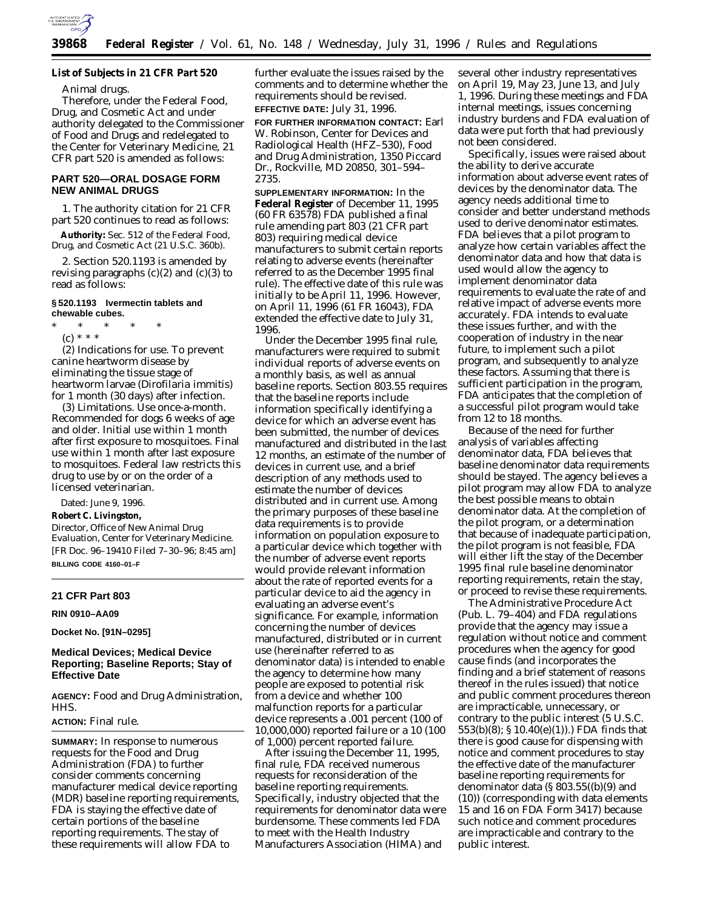**List of Subjects in 21 CFR Part 520**

Animal drugs.

Therefore, under the Federal Food, Drug, and Cosmetic Act and under authority delegated to the Commissioner of Food and Drugs and redelegated to the Center for Veterinary Medicine, 21 CFR part 520 is amended as follows:

## PART 520—ORAL DOSAGE FORM NEW ANIMAL DRUGS

1. The authority citation for 21 CFR part 520 continues to read as follows:

**Authority:** Sec. 512 of the Federal Food, Drug, and Cosmetic Act (21 U.S.C. 360b).

2. Section 520.1193 is amended by revising paragraphs (c)(2) and (c)(3) to read as follows:

**§ 520.1193 Ivermectin tablets and chewable cubes.**

\* \* \* \* \*

(c) \* \* \*

(2) *Indications for use.* To prevent canine heartworm disease by eliminating the tissue stage of heartworm larvae (*Dirofilaria immitis*) for 1 month (30 days) after infection.

(3) *Limitations.* Use once-a-month. Recommended for dogs 6 weeks of age and older. Initial use within 1 month after first exposure to mosquitoes. Final use within 1 month after last exposure to mosquitoes. Federal law restricts this drug to use by or on the order of a licensed veterinarian.

Dated: June 9, 1996.

**Robert C. Livingston,**

*Director, Office of New Animal Drug Evaluation, Center for Veterinary Medicine.*

[FR Doc. 96–19410 Filed 7–30–96; 8:45 am]

**BILLING CODE 4160–01–F**

---

## 21 CFR Part 803

**RIN 0910–AA09**

**Docket No. [91N–0295]**

## Medical Devices; Medical Device Reporting; Baseline Reports; Stay of Effective Date

**AGENCY:** Food and Drug Administration, HHS.

**ACTION:** Final rule.

**SUMMARY:** In response to numerous requests for the Food and Drug Administration (FDA) to further consider comments concerning manufacturer medical device reporting (MDR) baseline reporting requirements, FDA is staying the effective date of certain portions of the baseline reporting requirements. The stay of these requirements will allow FDA to further evaluate the issues raised by the comments and to determine whether the requirements should be revised.

**EFFECTIVE DATE:** July 31, 1996.

**FOR FURTHER INFORMATION CONTACT:** Earl W. Robinson, Center for Devices and Radiological Health (HFZ–530), Food and Drug Administration, 1350 Piccard Dr., Rockville, MD 20850, 301–594–2735.

**SUPPLEMENTARY INFORMATION:** In the **Federal Register** of December 11, 1995 (60 FR 63578) FDA published a final rule amending part 803 (21 CFR part 803) requiring medical device manufacturers to submit certain reports relating to adverse events (hereinafter referred to as the December 1995 final rule). The effective date of this rule was initially to be April 11, 1996. However, on April 11, 1996 (61 FR 16043), FDA extended the effective date to July 31, 1996.

Under the December 1995 final rule, manufacturers were required to submit individual reports of adverse events on a monthly basis, as well as annual baseline reports. Section 803.55 requires that the baseline reports include information specifically identifying a device for which an adverse event has been submitted, the number of devices manufactured and distributed in the last 12 months, an estimate of the number of devices in current use, and a brief description of any methods used to estimate the number of devices distributed and in current use. Among the primary purposes of these baseline data requirements is to provide information on population exposure to a particular device which together with the number of adverse event reports would provide relevant information about the rate of reported events for a particular device to aid the agency in evaluating an adverse event's significance. For example, information concerning the number of devices manufactured, distributed or in current use (hereinafter referred to as denominator data) is intended to enable the agency to determine how many people are exposed to potential risk from a device and whether 100 malfunction reports for a particular device represents a .001 percent (100 of 10,000,000) reported failure or a 10 (100 of 1,000) percent reported failure.

After issuing the December 11, 1995, final rule, FDA received numerous requests for reconsideration of the baseline reporting requirements. Specifically, industry objected that the requirements for denominator data were burdensome. These comments led FDA to meet with the Health Industry Manufacturers Association (HIMA) and several other industry representatives on April 19, May 23, June 13, and July 1, 1996. During these meetings and FDA internal meetings, issues concerning industry burdens and FDA evaluation of data were put forth that had previously not been considered.

Specifically, issues were raised about the ability to derive accurate information about adverse event rates of devices by the denominator data. The agency needs additional time to consider and better understand methods used to derive denominator estimates. FDA believes that a pilot program to analyze how certain variables affect the denominator data and how that data is used would allow the agency to implement denominator data requirements to evaluate the rate of and relative impact of adverse events more accurately. FDA intends to evaluate these issues further, and with the cooperation of industry in the near future, to implement such a pilot program, and subsequently to analyze these factors. Assuming that there is sufficient participation in the program, FDA anticipates that the completion of a successful pilot program would take from 12 to 18 months.

Because of the need for further analysis of variables affecting denominator data, FDA believes that baseline denominator data requirements should be stayed. The agency believes a pilot program may allow FDA to analyze the best possible means to obtain denominator data. At the completion of the pilot program, or a determination that because of inadequate participation, the pilot program is not feasible, FDA will either lift the stay of the December 1995 final rule baseline denominator reporting requirements, retain the stay, or proceed to revise these requirements.

The Administrative Procedure Act (Pub. L. 79–404) and FDA regulations provide that the agency may issue a regulation without notice and comment procedures when the agency for good cause finds (and incorporates the finding and a brief statement of reasons thereof in the rules issued) that notice and public comment procedures thereon are impracticable, unnecessary, or contrary to the public interest (5 U.S.C. 553(b)(B); § 10.40(e)(1)).) FDA finds that there is good cause for dispensing with notice and comment procedures to stay the effective date of the manufacturer baseline reporting requirements for denominator data (§ 803.55((b)(9) and (10)) (corresponding with data elements 15 and 16 on FDA Form 3417) because such notice and comment procedures are impracticable and contrary to the public interest.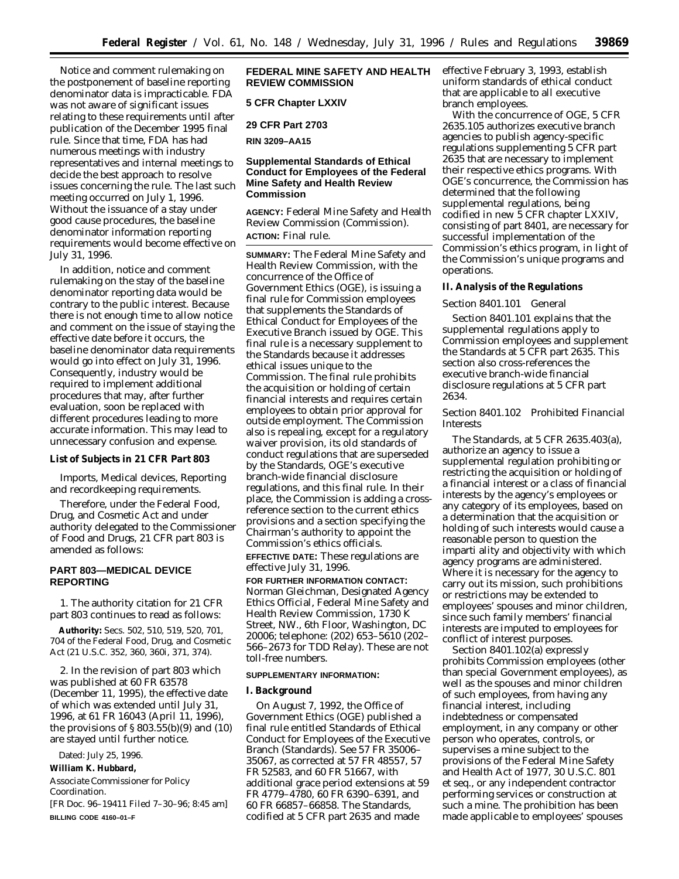Notice and comment rulemaking on the postponement of baseline reporting denominator data is impracticable. FDA was not aware of significant issues relating to these requirements until after publication of the December 1995 final rule. Since that time, FDA has had numerous meetings with industry representatives and internal meetings to decide the best approach to resolve issues concerning the rule. The last such meeting occurred on July 1, 1996. Without the issuance of a stay under good cause procedures, the baseline denominator information reporting requirements would become effective on July 31, 1996.

In addition, notice and comment rulemaking on the stay of the baseline denominator reporting data would be contrary to the public interest. Because there is not enough time to allow notice and comment on the issue of staying the effective date before it occurs, the baseline denominator data requirements would go into effect on July 31, 1996. Consequently, industry would be required to implement additional procedures that may, after further evaluation, soon be replaced with different procedures leading to more accurate information. This may lead to unnecessary confusion and expense.

**List of Subjects in 21 CFR Part 803**

Imports, Medical devices, Reporting and recordkeeping requirements.

Therefore, under the Federal Food, Drug, and Cosmetic Act and under authority delegated to the Commissioner of Food and Drugs, 21 CFR part 803 is amended as follows:

## PART 803—MEDICAL DEVICE REPORTING

1. The authority citation for 21 CFR part 803 continues to read as follows:

**Authority:** Secs. 502, 510, 519, 520, 701, 704 of the Federal Food, Drug, and Cosmetic Act (21 U.S.C. 352, 360, 360i, 371, 374).

2. In the revision of part 803 which was published at 60 FR 63578 (December 11, 1995), the effective date of which was extended until July 31, 1996, at 61 FR 16043 (April 11, 1996), the provisions of § 803.55(b)(9) and (10) are stayed until further notice.

Dated: July 25, 1996.

**William K. Hubbard,**

*Associate Commissioner for Policy Coordination.*

[FR Doc. 96–19411 Filed 7–30–96; 8:45 am]

**BILLING CODE 4160–01–F**

## FEDERAL MINE SAFETY AND HEALTH REVIEW COMMISSION

**5 CFR Chapter LXXIV**

**29 CFR Part 2703**

**RIN 3209–AA15**

### Supplemental Standards of Ethical Conduct for Employees of the Federal Mine Safety and Health Review Commission

**AGENCY:** Federal Mine Safety and Health Review Commission (Commission).

**ACTION:** Final rule.

**SUMMARY:** The Federal Mine Safety and Health Review Commission, with the concurrence of the Office of Government Ethics (OGE), is issuing a final rule for Commission employees that supplements the Standards of Ethical Conduct for Employees of the Executive Branch issued by OGE. This final rule is a necessary supplement to the Standards because it addresses ethical issues unique to the Commission. The final rule prohibits the acquisition or holding of certain financial interests and requires certain employees to obtain prior approval for outside employment. The Commission also is repealing, except for a regulatory waiver provision, its old standards of conduct regulations that are superseded by the Standards, OGE's executive branch-wide financial disclosure regulations, and this final rule. In their place, the Commission is adding a cross-reference section to the current ethics provisions and a section specifying the Chairman's authority to appoint the Commission's ethics officials.

**EFFECTIVE DATE:** These regulations are effective July 31, 1996.

**FOR FURTHER INFORMATION CONTACT:** Norman Gleichman, Designated Agency Ethics Official, Federal Mine Safety and Health Review Commission, 1730 K Street, NW., 6th Floor, Washington, DC 20006; telephone: (202) 653–5610 (202–566–2673 for TDD Relay). These are not toll-free numbers.

**SUPPLEMENTARY INFORMATION:**

**I. Background**

On August 7, 1992, the Office of Government Ethics (OGE) published a final rule entitled Standards of Ethical Conduct for Employees of the Executive Branch (Standards). See 57 FR 35006–35067, as corrected at 57 FR 48557, 57 FR 52583, and 60 FR 51667, with additional grace period extensions at 59 FR 4779–4780, 60 FR 6390–6391, and 60 FR 66857–66858. The Standards, codified at 5 CFR part 2635 and made effective February 3, 1993, establish uniform standards of ethical conduct that are applicable to all executive branch employees.

With the concurrence of OGE, 5 CFR 2635.105 authorizes executive branch agencies to publish agency-specific regulations supplementing 5 CFR part 2635 that are necessary to implement their respective ethics programs. With OGE's concurrence, the Commission has determined that the following supplemental regulations, being codified in new 5 CFR chapter LXXIV, consisting of part 8401, are necessary for successful implementation of the Commission's ethics program, in light of the Commission's unique programs and operations.

**II. Analysis of the Regulations**

Section 8401.101 General

Section 8401.101 explains that the supplemental regulations apply to Commission employees and supplement the Standards at 5 CFR part 2635. This section also cross-references the executive branch-wide financial disclosure regulations at 5 CFR part 2634.

Section 8401.102 Prohibited Financial Interests

The Standards, at 5 CFR 2635.403(a), authorize an agency to issue a supplemental regulation prohibiting or restricting the acquisition or holding of a financial interest or a class of financial interests by the agency's employees or any category of its employees, based on a determination that the acquisition or holding of such interests would cause a reasonable person to question the imparti ality and objectivity with which agency programs are administered. Where it is necessary for the agency to carry out its mission, such prohibitions or restrictions may be extended to employees' spouses and minor children, since such family members' financial interests are imputed to employees for conflict of interest purposes.

Section 8401.102(a) expressly prohibits Commission employees (other than special Government employees), as well as the spouses and minor children of such employees, from having any financial interest, including indebtedness or compensated employment, in any company or other person who operates, controls, or supervises a mine subject to the provisions of the Federal Mine Safety and Health Act of 1977, 30 U.S.C. 801 et seq., or any independent contractor performing services or construction at such a mine. The prohibition has been made applicable to employees' spouses